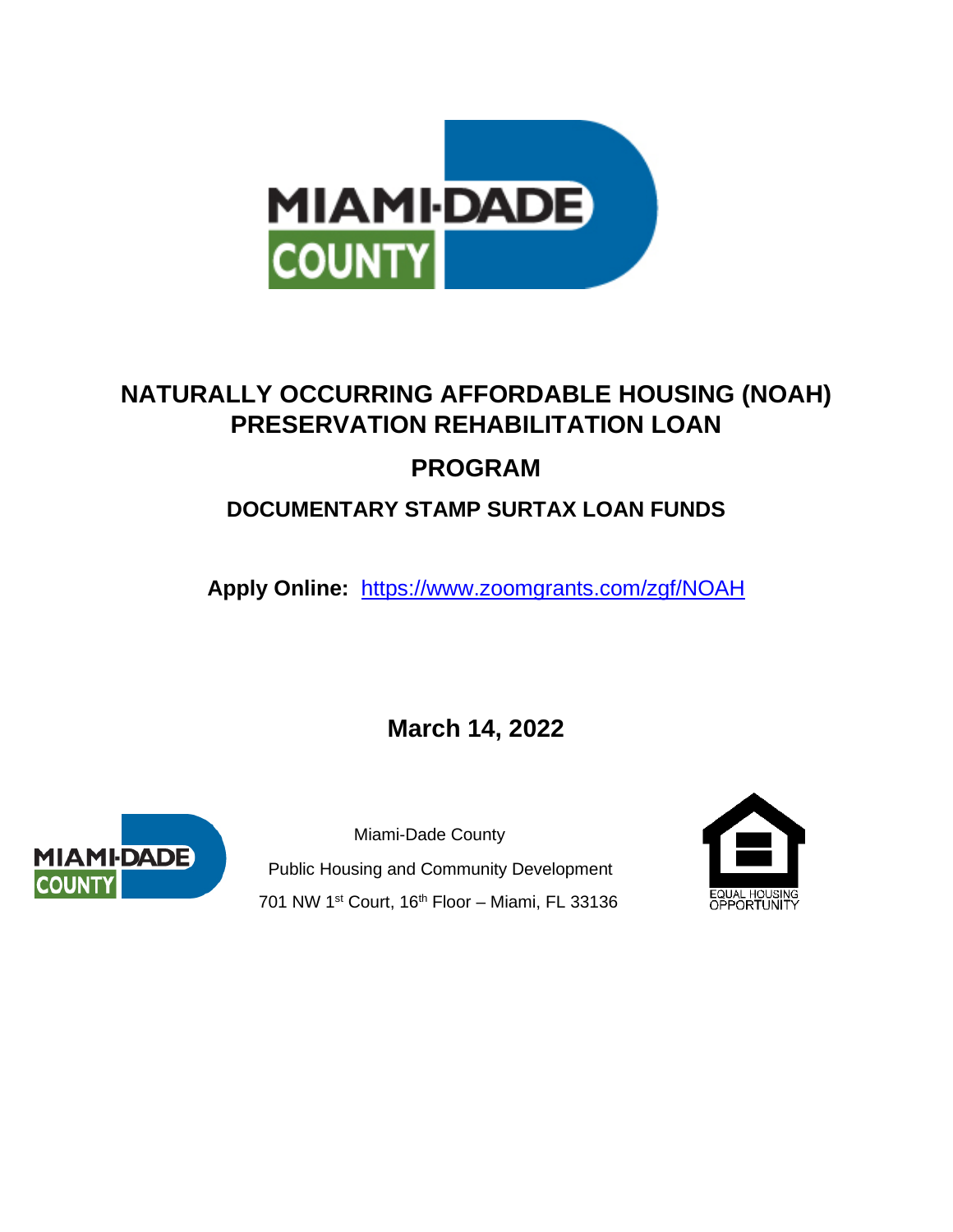# NATURALLY OCCURRING AFFORDABLE HOUSING (NOAH) PRESERVATION REHABILITATION LOAN PROGRAM

## DOCUMENTARY STAMP SURTAX LOAN FUNDS

**Apply Online:** https://www.zoomgrants.com/zgf/NOAH

**March 14, 2022**

Miami-Dade County

Public Housing and Community Development

701 NW 1st Court, 16th Floor – Miami, FL 33136

EQUAL HOUSING OPPORTUNITY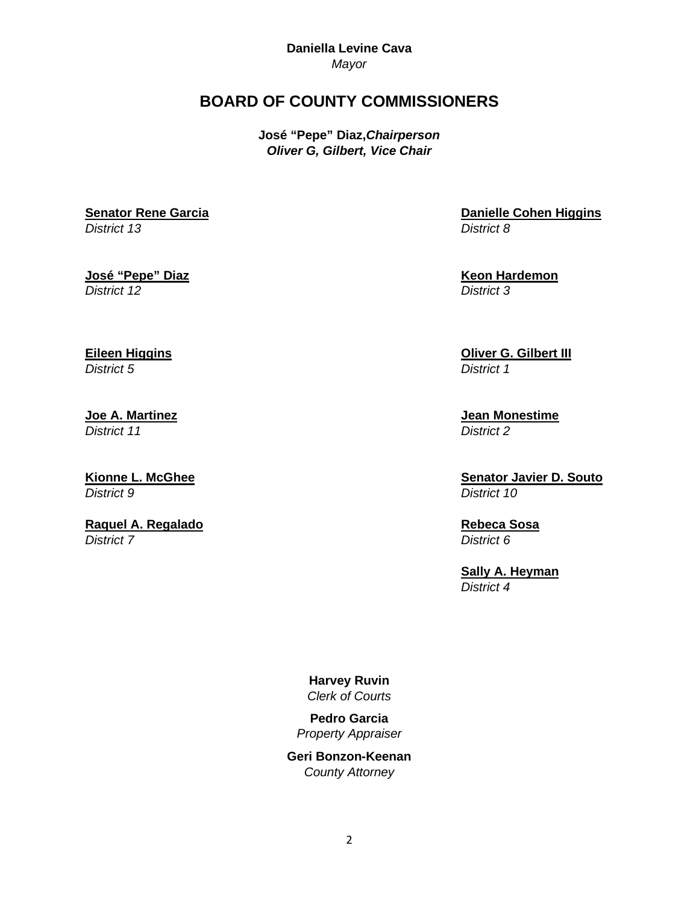**Daniella Levine Cava**
*Mayor*

# BOARD OF COUNTY COMMISSIONERS

**José "Pepe" Diaz,*Chairperson***
***Oliver G, Gilbert, Vice Chair***

**Senator Rene Garcia**
*District 13*

**José "Pepe" Diaz**
*District 12*

**Eileen Higgins**
*District 5*

**Joe A. Martinez**
*District 11*

**Kionne L. McGhee**
*District 9*

**Raquel A. Regalado**
*District 7*

**Danielle Cohen Higgins**
*District 8*

**Keon Hardemon**
*District 3*

**Oliver G. Gilbert III**
*District 1*

**Jean Monestime**
*District 2*

**Senator Javier D. Souto**
*District 10*

**Rebeca Sosa**
*District 6*

**Sally A. Heyman**
*District 4*

**Harvey Ruvin**
*Clerk of Courts*

**Pedro Garcia**
*Property Appraiser*

**Geri Bonzon-Keenan**
*County Attorney*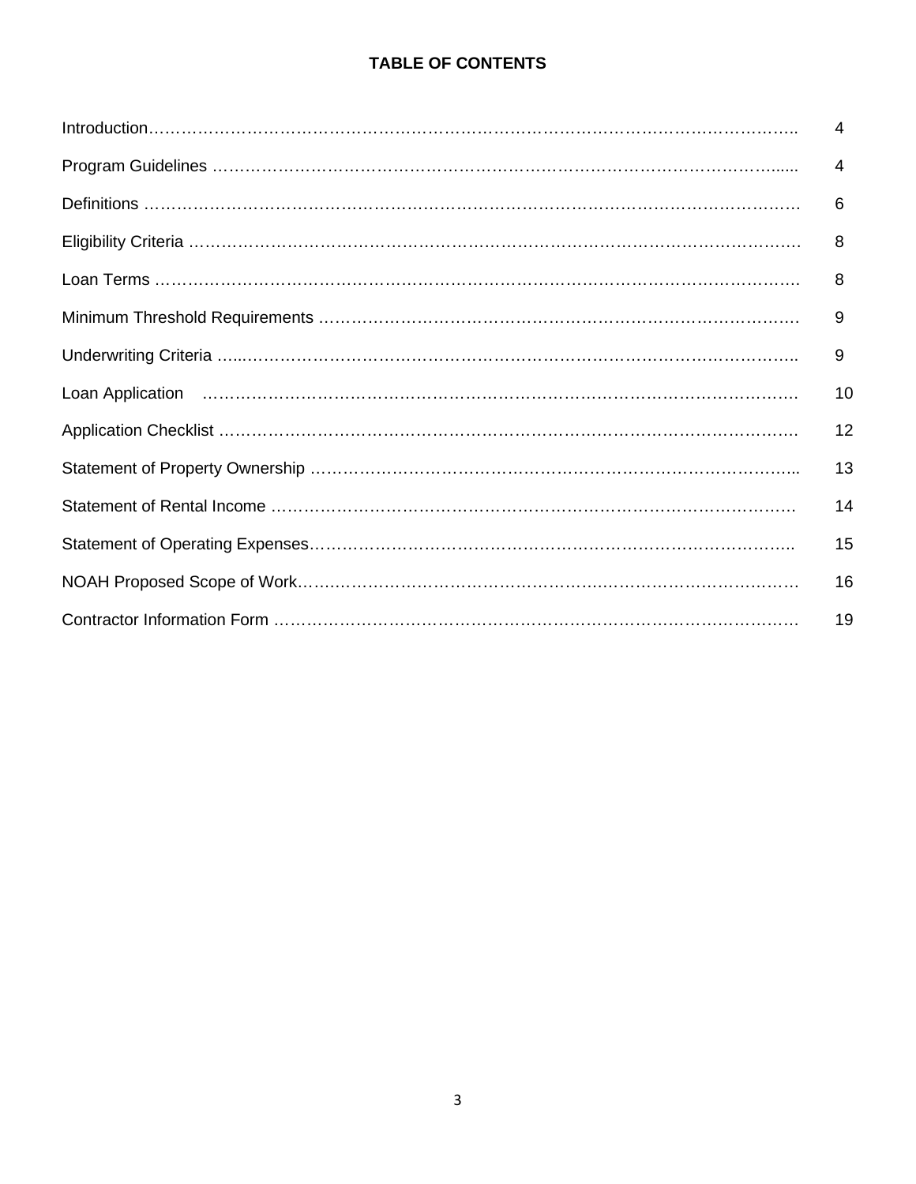**TABLE OF CONTENTS**

| | |
|---|---|
| Introduction | 4 |
| Program Guidelines | 4 |
| Definitions | 6 |
| Eligibility Criteria | 8 |
| Loan Terms | 8 |
| Minimum Threshold Requirements | 9 |
| Underwriting Criteria | 9 |
| Loan Application | 10 |
| Application Checklist | 12 |
| Statement of Property Ownership | 13 |
| Statement of Rental Income | 14 |
| Statement of Operating Expenses | 15 |
| NOAH Proposed Scope of Work | 16 |
| Contractor Information Form | 19 |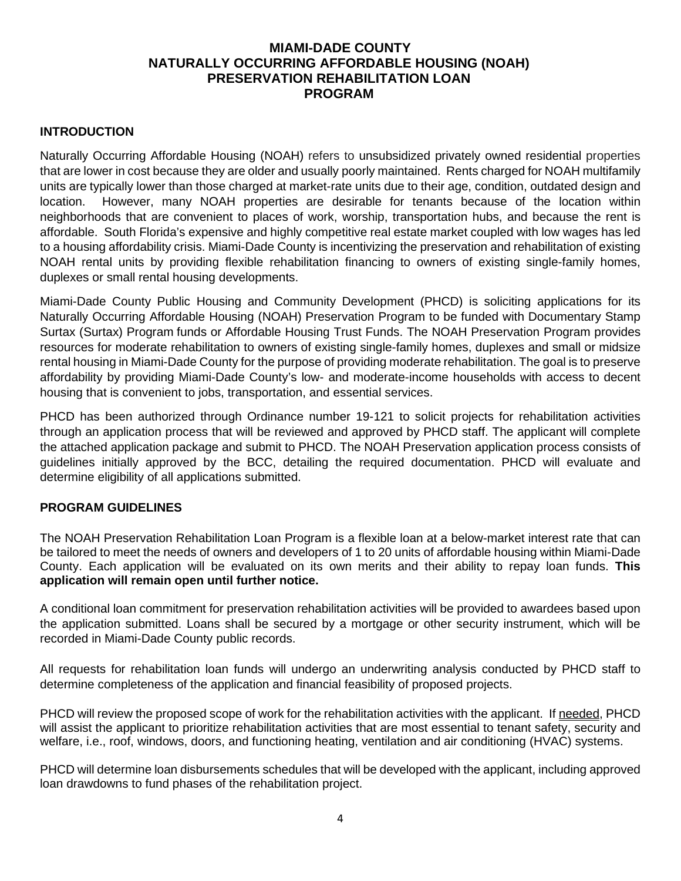# MIAMI-DADE COUNTY
# NATURALLY OCCURRING AFFORDABLE HOUSING (NOAH)
# PRESERVATION REHABILITATION LOAN
# PROGRAM

## INTRODUCTION

Naturally Occurring Affordable Housing (NOAH) refers to unsubsidized privately owned residential properties that are lower in cost because they are older and usually poorly maintained. Rents charged for NOAH multifamily units are typically lower than those charged at market-rate units due to their age, condition, outdated design and location. However, many NOAH properties are desirable for tenants because of the location within neighborhoods that are convenient to places of work, worship, transportation hubs, and because the rent is affordable. South Florida's expensive and highly competitive real estate market coupled with low wages has led to a housing affordability crisis. Miami-Dade County is incentivizing the preservation and rehabilitation of existing NOAH rental units by providing flexible rehabilitation financing to owners of existing single-family homes, duplexes or small rental housing developments.

Miami-Dade County Public Housing and Community Development (PHCD) is soliciting applications for its Naturally Occurring Affordable Housing (NOAH) Preservation Program to be funded with Documentary Stamp Surtax (Surtax) Program funds or Affordable Housing Trust Funds. The NOAH Preservation Program provides resources for moderate rehabilitation to owners of existing single-family homes, duplexes and small or midsize rental housing in Miami-Dade County for the purpose of providing moderate rehabilitation. The goal is to preserve affordability by providing Miami-Dade County's low- and moderate-income households with access to decent housing that is convenient to jobs, transportation, and essential services.

PHCD has been authorized through Ordinance number 19-121 to solicit projects for rehabilitation activities through an application process that will be reviewed and approved by PHCD staff. The applicant will complete the attached application package and submit to PHCD. The NOAH Preservation application process consists of guidelines initially approved by the BCC, detailing the required documentation. PHCD will evaluate and determine eligibility of all applications submitted.

## PROGRAM GUIDELINES

The NOAH Preservation Rehabilitation Loan Program is a flexible loan at a below-market interest rate that can be tailored to meet the needs of owners and developers of 1 to 20 units of affordable housing within Miami-Dade County. Each application will be evaluated on its own merits and their ability to repay loan funds. **This application will remain open until further notice.**

A conditional loan commitment for preservation rehabilitation activities will be provided to awardees based upon the application submitted. Loans shall be secured by a mortgage or other security instrument, which will be recorded in Miami-Dade County public records.

All requests for rehabilitation loan funds will undergo an underwriting analysis conducted by PHCD staff to determine completeness of the application and financial feasibility of proposed projects.

PHCD will review the proposed scope of work for the rehabilitation activities with the applicant. If needed, PHCD will assist the applicant to prioritize rehabilitation activities that are most essential to tenant safety, security and welfare, i.e., roof, windows, doors, and functioning heating, ventilation and air conditioning (HVAC) systems.

PHCD will determine loan disbursements schedules that will be developed with the applicant, including approved loan drawdowns to fund phases of the rehabilitation project.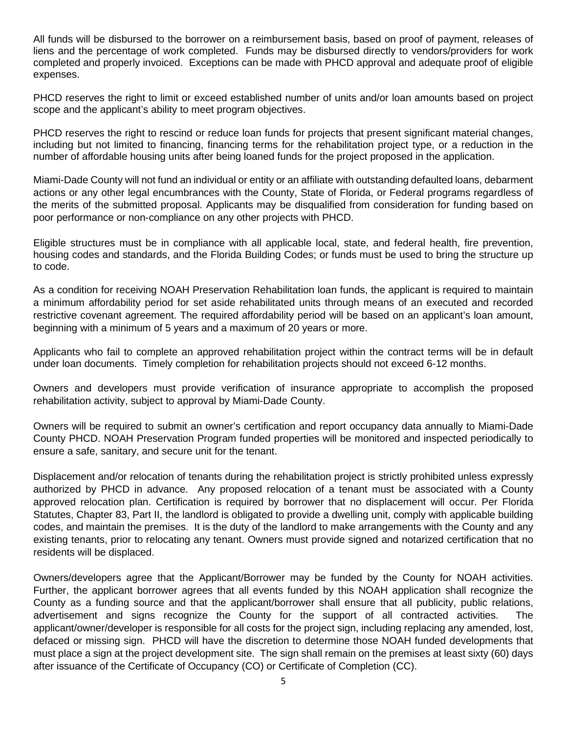All funds will be disbursed to the borrower on a reimbursement basis, based on proof of payment, releases of liens and the percentage of work completed. Funds may be disbursed directly to vendors/providers for work completed and properly invoiced. Exceptions can be made with PHCD approval and adequate proof of eligible expenses.

PHCD reserves the right to limit or exceed established number of units and/or loan amounts based on project scope and the applicant's ability to meet program objectives.

PHCD reserves the right to rescind or reduce loan funds for projects that present significant material changes, including but not limited to financing, financing terms for the rehabilitation project type, or a reduction in the number of affordable housing units after being loaned funds for the project proposed in the application.

Miami-Dade County will not fund an individual or entity or an affiliate with outstanding defaulted loans, debarment actions or any other legal encumbrances with the County, State of Florida, or Federal programs regardless of the merits of the submitted proposal. Applicants may be disqualified from consideration for funding based on poor performance or non-compliance on any other projects with PHCD.

Eligible structures must be in compliance with all applicable local, state, and federal health, fire prevention, housing codes and standards, and the Florida Building Codes; or funds must be used to bring the structure up to code.

As a condition for receiving NOAH Preservation Rehabilitation loan funds, the applicant is required to maintain a minimum affordability period for set aside rehabilitated units through means of an executed and recorded restrictive covenant agreement. The required affordability period will be based on an applicant's loan amount, beginning with a minimum of 5 years and a maximum of 20 years or more.

Applicants who fail to complete an approved rehabilitation project within the contract terms will be in default under loan documents. Timely completion for rehabilitation projects should not exceed 6-12 months.

Owners and developers must provide verification of insurance appropriate to accomplish the proposed rehabilitation activity, subject to approval by Miami-Dade County.

Owners will be required to submit an owner's certification and report occupancy data annually to Miami-Dade County PHCD. NOAH Preservation Program funded properties will be monitored and inspected periodically to ensure a safe, sanitary, and secure unit for the tenant.

Displacement and/or relocation of tenants during the rehabilitation project is strictly prohibited unless expressly authorized by PHCD in advance. Any proposed relocation of a tenant must be associated with a County approved relocation plan. Certification is required by borrower that no displacement will occur. Per Florida Statutes, Chapter 83, Part II, the landlord is obligated to provide a dwelling unit, comply with applicable building codes, and maintain the premises. It is the duty of the landlord to make arrangements with the County and any existing tenants, prior to relocating any tenant. Owners must provide signed and notarized certification that no residents will be displaced.

Owners/developers agree that the Applicant/Borrower may be funded by the County for NOAH activities. Further, the applicant borrower agrees that all events funded by this NOAH application shall recognize the County as a funding source and that the applicant/borrower shall ensure that all publicity, public relations, advertisement and signs recognize the County for the support of all contracted activities. The applicant/owner/developer is responsible for all costs for the project sign, including replacing any amended, lost, defaced or missing sign. PHCD will have the discretion to determine those NOAH funded developments that must place a sign at the project development site. The sign shall remain on the premises at least sixty (60) days after issuance of the Certificate of Occupancy (CO) or Certificate of Completion (CC).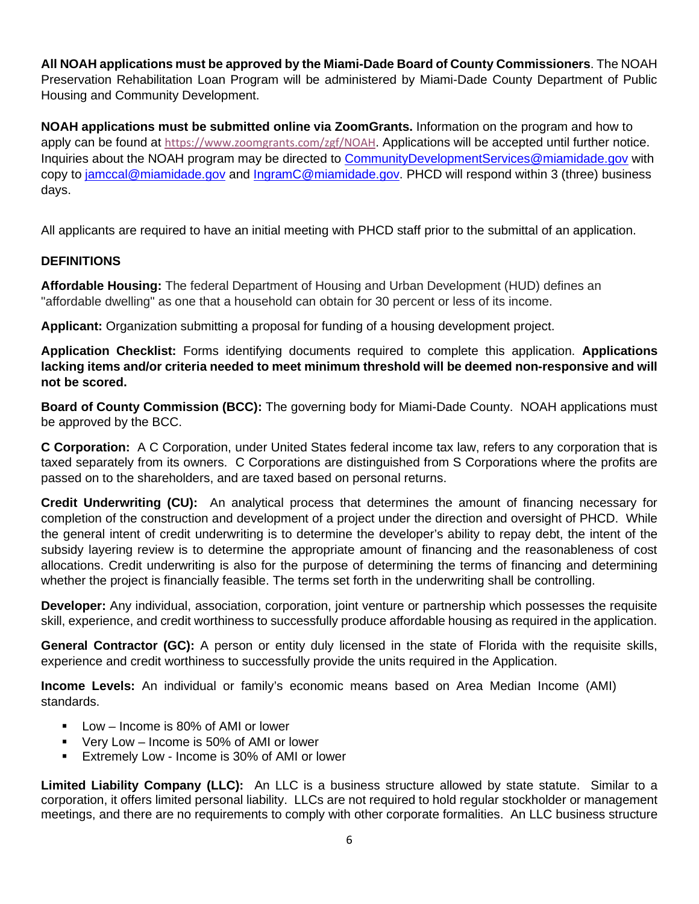**All NOAH applications must be approved by the Miami-Dade Board of County Commissioners**. The NOAH Preservation Rehabilitation Loan Program will be administered by Miami-Dade County Department of Public Housing and Community Development.

**NOAH applications must be submitted online via ZoomGrants.** Information on the program and how to apply can be found at https://www.zoomgrants.com/zgf/NOAH. Applications will be accepted until further notice. Inquiries about the NOAH program may be directed to CommunityDevelopmentServices@miamidade.gov with copy to jamccal@miamidade.gov and IngramC@miamidade.gov. PHCD will respond within 3 (three) business days.

All applicants are required to have an initial meeting with PHCD staff prior to the submittal of an application.

### DEFINITIONS

**Affordable Housing:** The federal Department of Housing and Urban Development (HUD) defines an "affordable dwelling" as one that a household can obtain for 30 percent or less of its income.

**Applicant:** Organization submitting a proposal for funding of a housing development project.

**Application Checklist:** Forms identifying documents required to complete this application. **Applications lacking items and/or criteria needed to meet minimum threshold will be deemed non-responsive and will not be scored.**

**Board of County Commission (BCC):** The governing body for Miami-Dade County. NOAH applications must be approved by the BCC.

**C Corporation:** A C Corporation, under United States federal income tax law, refers to any corporation that is taxed separately from its owners. C Corporations are distinguished from S Corporations where the profits are passed on to the shareholders, and are taxed based on personal returns.

**Credit Underwriting (CU):** An analytical process that determines the amount of financing necessary for completion of the construction and development of a project under the direction and oversight of PHCD. While the general intent of credit underwriting is to determine the developer's ability to repay debt, the intent of the subsidy layering review is to determine the appropriate amount of financing and the reasonableness of cost allocations. Credit underwriting is also for the purpose of determining the terms of financing and determining whether the project is financially feasible. The terms set forth in the underwriting shall be controlling.

**Developer:** Any individual, association, corporation, joint venture or partnership which possesses the requisite skill, experience, and credit worthiness to successfully produce affordable housing as required in the application.

**General Contractor (GC):** A person or entity duly licensed in the state of Florida with the requisite skills, experience and credit worthiness to successfully provide the units required in the Application.

**Income Levels:** An individual or family's economic means based on Area Median Income (AMI) standards.

- Low – Income is 80% of AMI or lower
- Very Low – Income is 50% of AMI or lower
- Extremely Low - Income is 30% of AMI or lower

**Limited Liability Company (LLC):** An LLC is a business structure allowed by state statute. Similar to a corporation, it offers limited personal liability. LLCs are not required to hold regular stockholder or management meetings, and there are no requirements to comply with other corporate formalities. An LLC business structure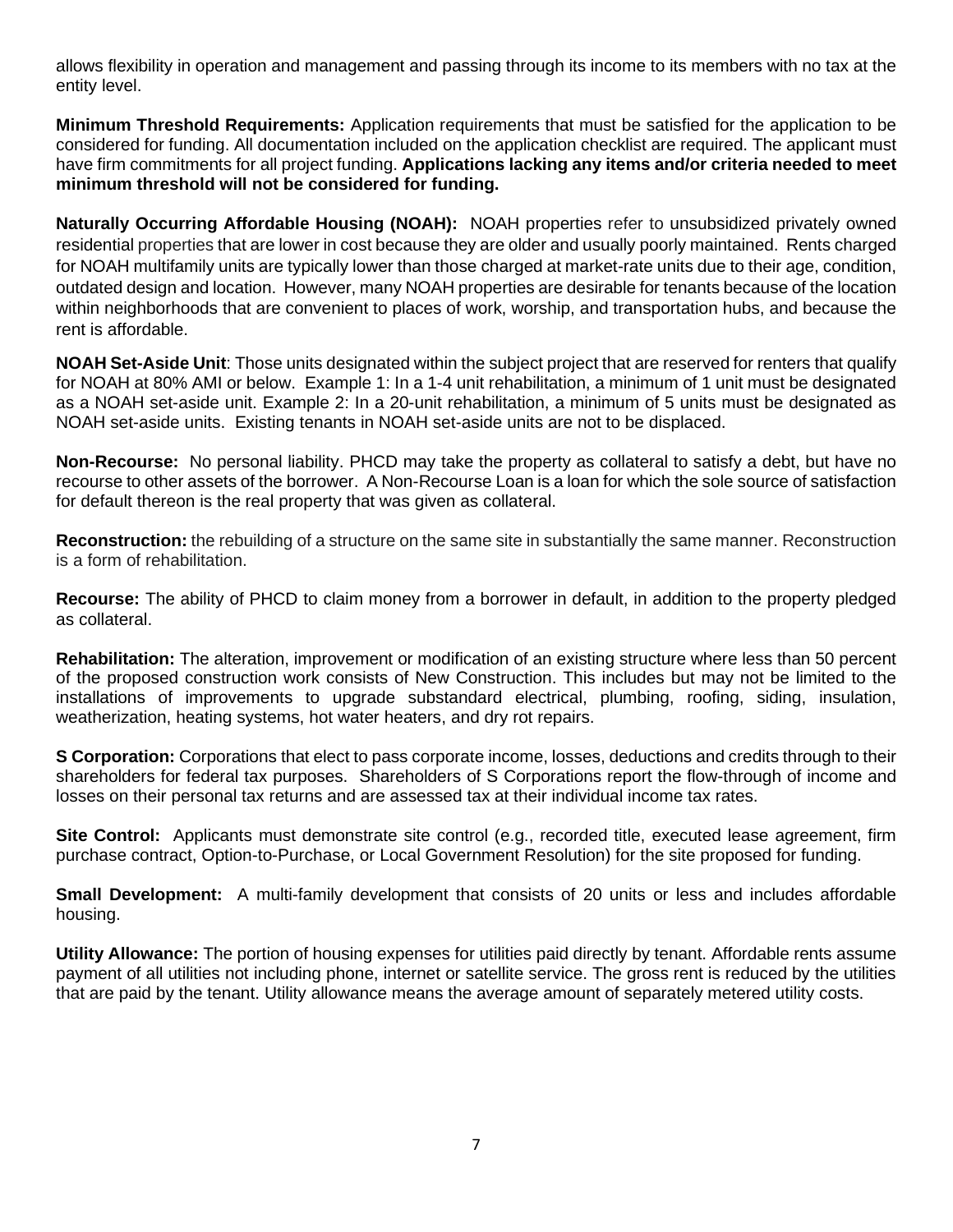allows flexibility in operation and management and passing through its income to its members with no tax at the entity level.

**Minimum Threshold Requirements:** Application requirements that must be satisfied for the application to be considered for funding. All documentation included on the application checklist are required. The applicant must have firm commitments for all project funding. **Applications lacking any items and/or criteria needed to meet minimum threshold will not be considered for funding.**

**Naturally Occurring Affordable Housing (NOAH):** NOAH properties refer to unsubsidized privately owned residential properties that are lower in cost because they are older and usually poorly maintained. Rents charged for NOAH multifamily units are typically lower than those charged at market-rate units due to their age, condition, outdated design and location. However, many NOAH properties are desirable for tenants because of the location within neighborhoods that are convenient to places of work, worship, and transportation hubs, and because the rent is affordable.

**NOAH Set-Aside Unit**: Those units designated within the subject project that are reserved for renters that qualify for NOAH at 80% AMI or below. Example 1: In a 1-4 unit rehabilitation, a minimum of 1 unit must be designated as a NOAH set-aside unit. Example 2: In a 20-unit rehabilitation, a minimum of 5 units must be designated as NOAH set-aside units. Existing tenants in NOAH set-aside units are not to be displaced.

**Non-Recourse:** No personal liability. PHCD may take the property as collateral to satisfy a debt, but have no recourse to other assets of the borrower. A Non-Recourse Loan is a loan for which the sole source of satisfaction for default thereon is the real property that was given as collateral.

**Reconstruction:** the rebuilding of a structure on the same site in substantially the same manner. Reconstruction is a form of rehabilitation.

**Recourse:** The ability of PHCD to claim money from a borrower in default, in addition to the property pledged as collateral.

**Rehabilitation:** The alteration, improvement or modification of an existing structure where less than 50 percent of the proposed construction work consists of New Construction. This includes but may not be limited to the installations of improvements to upgrade substandard electrical, plumbing, roofing, siding, insulation, weatherization, heating systems, hot water heaters, and dry rot repairs.

**S Corporation:** Corporations that elect to pass corporate income, losses, deductions and credits through to their shareholders for federal tax purposes. Shareholders of S Corporations report the flow-through of income and losses on their personal tax returns and are assessed tax at their individual income tax rates.

**Site Control:** Applicants must demonstrate site control (e.g., recorded title, executed lease agreement, firm purchase contract, Option-to-Purchase, or Local Government Resolution) for the site proposed for funding.

**Small Development:** A multi-family development that consists of 20 units or less and includes affordable housing.

**Utility Allowance:** The portion of housing expenses for utilities paid directly by tenant. Affordable rents assume payment of all utilities not including phone, internet or satellite service. The gross rent is reduced by the utilities that are paid by the tenant. Utility allowance means the average amount of separately metered utility costs.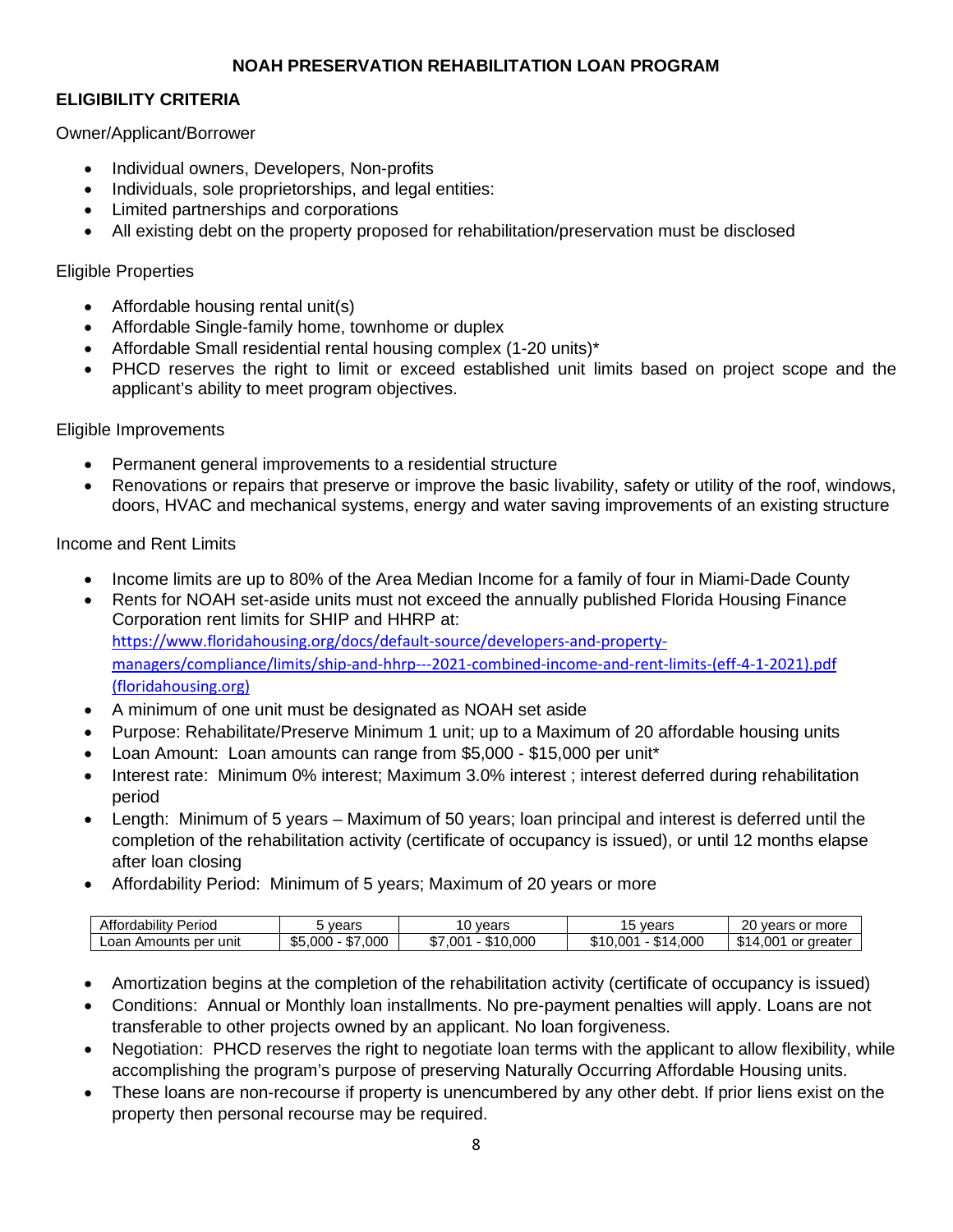# NOAH PRESERVATION REHABILITATION LOAN PROGRAM

## ELIGIBILITY CRITERIA

Owner/Applicant/Borrower

- Individual owners, Developers, Non-profits
- Individuals, sole proprietorships, and legal entities:
- Limited partnerships and corporations
- All existing debt on the property proposed for rehabilitation/preservation must be disclosed

Eligible Properties

- Affordable housing rental unit(s)
- Affordable Single-family home, townhome or duplex
- Affordable Small residential rental housing complex (1-20 units)*
- PHCD reserves the right to limit or exceed established unit limits based on project scope and the applicant's ability to meet program objectives.

Eligible Improvements

- Permanent general improvements to a residential structure
- Renovations or repairs that preserve or improve the basic livability, safety or utility of the roof, windows, doors, HVAC and mechanical systems, energy and water saving improvements of an existing structure

Income and Rent Limits

- Income limits are up to 80% of the Area Median Income for a family of four in Miami-Dade County
- Rents for NOAH set-aside units must not exceed the annually published Florida Housing Finance Corporation rent limits for SHIP and HHRP at: [https://www.floridahousing.org/docs/default-source/developers-and-property-managers/compliance/limits/ship-and-hhrp---2021-combined-income-and-rent-limits-(eff-4-1-2021).pdf (floridahousing.org)](https://www.floridahousing.org/docs/default-source/developers-and-property-managers/compliance/limits/ship-and-hhrp---2021-combined-income-and-rent-limits-(eff-4-1-2021).pdf)
- A minimum of one unit must be designated as NOAH set aside
- Purpose: Rehabilitate/Preserve Minimum 1 unit; up to a Maximum of 20 affordable housing units
- Loan Amount: Loan amounts can range from $5,000 - $15,000 per unit*
- Interest rate: Minimum 0% interest; Maximum 3.0% interest ; interest deferred during rehabilitation period
- Length: Minimum of 5 years – Maximum of 50 years; loan principal and interest is deferred until the completion of the rehabilitation activity (certificate of occupancy is issued), or until 12 months elapse after loan closing
- Affordability Period: Minimum of 5 years; Maximum of 20 years or more

| Affordability Period | 5 years | 10 years | 15 years | 20 years or more |
|---|---|---|---|---|
| Loan Amounts per unit | $5,000 - $7,000 | $7,001 - $10,000 | $10,001 - $14,000 | $14,001 or greater |

- Amortization begins at the completion of the rehabilitation activity (certificate of occupancy is issued)
- Conditions: Annual or Monthly loan installments. No pre-payment penalties will apply. Loans are not transferable to other projects owned by an applicant. No loan forgiveness.
- Negotiation: PHCD reserves the right to negotiate loan terms with the applicant to allow flexibility, while accomplishing the program's purpose of preserving Naturally Occurring Affordable Housing units.
- These loans are non-recourse if property is unencumbered by any other debt. If prior liens exist on the property then personal recourse may be required.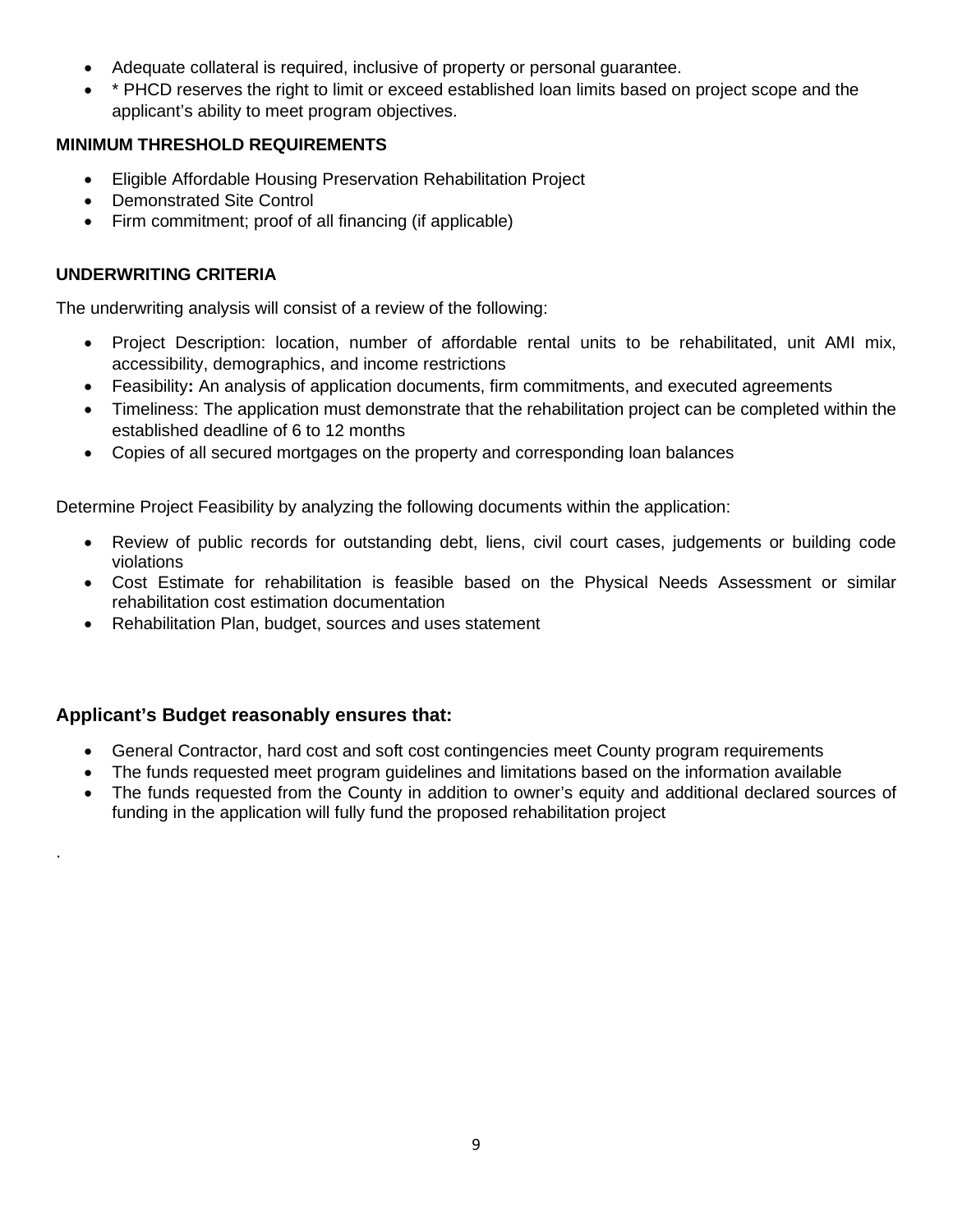- Adequate collateral is required, inclusive of property or personal guarantee.
- * PHCD reserves the right to limit or exceed established loan limits based on project scope and the applicant's ability to meet program objectives.

**MINIMUM THRESHOLD REQUIREMENTS**

- Eligible Affordable Housing Preservation Rehabilitation Project
- Demonstrated Site Control
- Firm commitment; proof of all financing (if applicable)

**UNDERWRITING CRITERIA**

The underwriting analysis will consist of a review of the following:

- Project Description: location, number of affordable rental units to be rehabilitated, unit AMI mix, accessibility, demographics, and income restrictions
- Feasibility**:** An analysis of application documents, firm commitments, and executed agreements
- Timeliness: The application must demonstrate that the rehabilitation project can be completed within the established deadline of 6 to 12 months
- Copies of all secured mortgages on the property and corresponding loan balances

Determine Project Feasibility by analyzing the following documents within the application:

- Review of public records for outstanding debt, liens, civil court cases, judgements or building code violations
- Cost Estimate for rehabilitation is feasible based on the Physical Needs Assessment or similar rehabilitation cost estimation documentation
- Rehabilitation Plan, budget, sources and uses statement

### Applicant's Budget reasonably ensures that:

- General Contractor, hard cost and soft cost contingencies meet County program requirements
- The funds requested meet program guidelines and limitations based on the information available
- The funds requested from the County in addition to owner's equity and additional declared sources of funding in the application will fully fund the proposed rehabilitation project

.